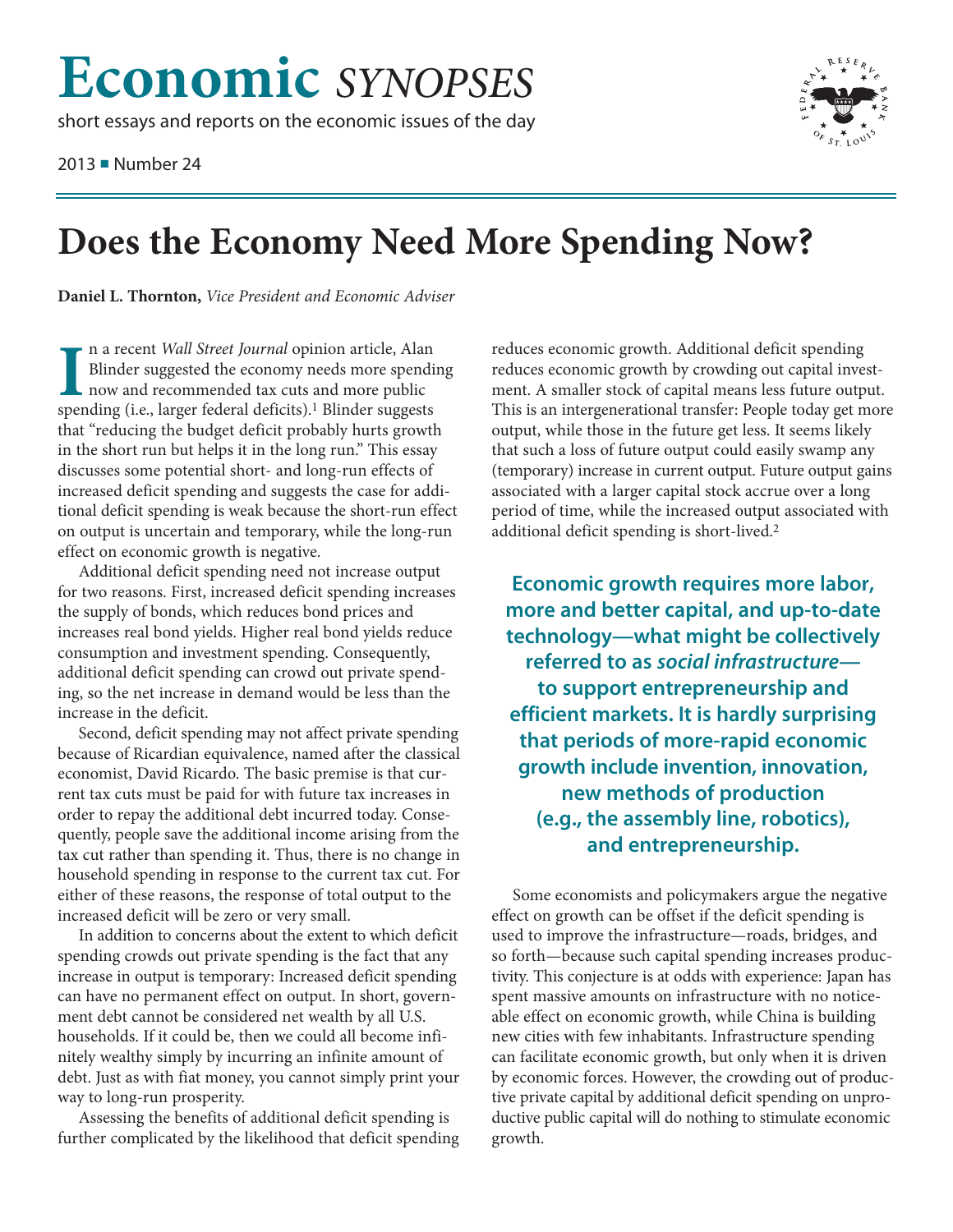# Economic *SYNOPSES*

short essays and reports on the economic issues of the day

2013 ■ Number 24

# Does the Economy Need More Spending Now?

**Daniel L. Thornton,** *Vice President and Economic Adviser*

In a recent *Wall Street Journal* opinion article, Alan Blinder suggested the economy needs more spending now and recommended tax cuts and more public spending (i.e., larger federal deficits).[1] Blinder suggests that "reducing the budget deficit probably hurts growth in the short run but helps it in the long run." This essay discusses some potential short- and long-run effects of increased deficit spending and suggests the case for additional deficit spending is weak because the short-run effect on output is uncertain and temporary, while the long-run effect on economic growth is negative.

Additional deficit spending need not increase output for two reasons. First, increased deficit spending increases the supply of bonds, which reduces bond prices and increases real bond yields. Higher real bond yields reduce consumption and investment spending. Consequently, additional deficit spending can crowd out private spending, so the net increase in demand would be less than the increase in the deficit.

Second, deficit spending may not affect private spending because of Ricardian equivalence, named after the classical economist, David Ricardo. The basic premise is that current tax cuts must be paid for with future tax increases in order to repay the additional debt incurred today. Consequently, people save the additional income arising from the tax cut rather than spending it. Thus, there is no change in household spending in response to the current tax cut. For either of these reasons, the response of total output to the increased deficit will be zero or very small.

In addition to concerns about the extent to which deficit spending crowds out private spending is the fact that any increase in output is temporary: Increased deficit spending can have no permanent effect on output. In short, government debt cannot be considered net wealth by all U.S. households. If it could be, then we could all become infinitely wealthy simply by incurring an infinite amount of debt. Just as with fiat money, you cannot simply print your way to long-run prosperity.

Assessing the benefits of additional deficit spending is further complicated by the likelihood that deficit spending reduces economic growth. Additional deficit spending reduces economic growth by crowding out capital investment. A smaller stock of capital means less future output. This is an intergenerational transfer: People today get more output, while those in the future get less. It seems likely that such a loss of future output could easily swamp any (temporary) increase in current output. Future output gains associated with a larger capital stock accrue over a long period of time, while the increased output associated with additional deficit spending is short-lived.[2]

> **Economic growth requires more labor, more and better capital, and up-to-date technology—what might be collectively referred to as *social infrastructure*—to support entrepreneurship and efficient markets. It is hardly surprising that periods of more-rapid economic growth include invention, innovation, new methods of production (e.g., the assembly line, robotics), and entrepreneurship.**

Some economists and policymakers argue the negative effect on growth can be offset if the deficit spending is used to improve the infrastructure—roads, bridges, and so forth—because such capital spending increases productivity. This conjecture is at odds with experience: Japan has spent massive amounts on infrastructure with no noticeable effect on economic growth, while China is building new cities with few inhabitants. Infrastructure spending can facilitate economic growth, but only when it is driven by economic forces. However, the crowding out of productive private capital by additional deficit spending on unproductive public capital will do nothing to stimulate economic growth.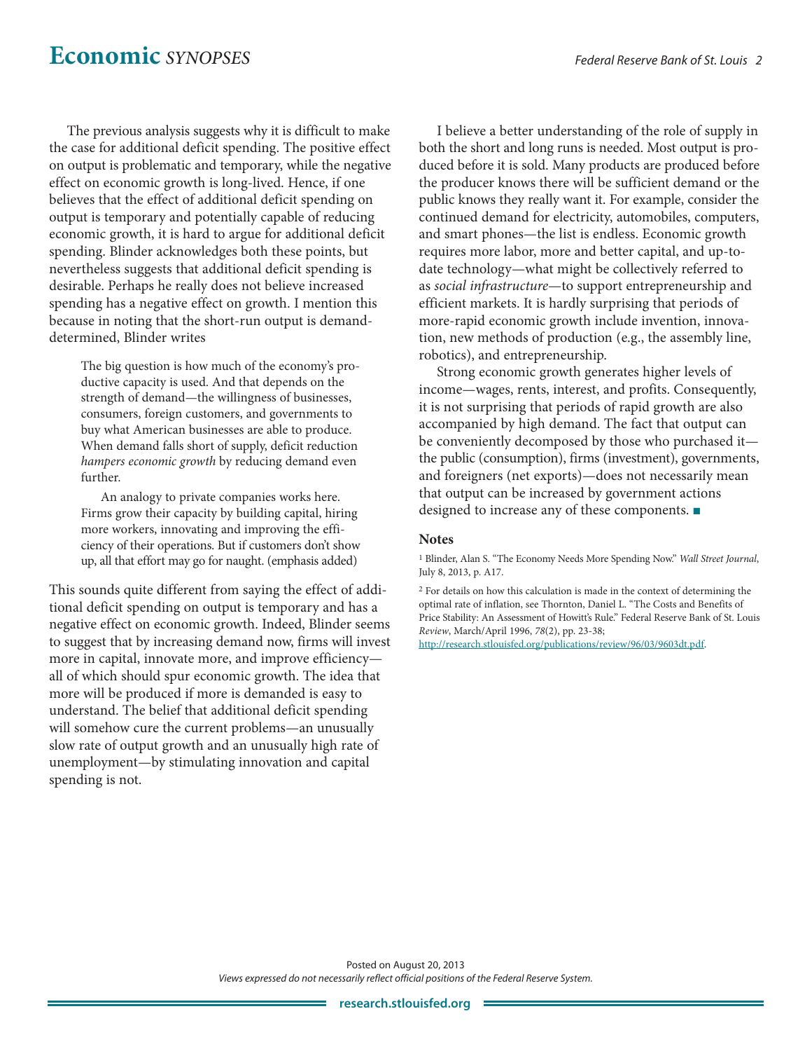The previous analysis suggests why it is difficult to make the case for additional deficit spending. The positive effect on output is problematic and temporary, while the negative effect on economic growth is long-lived. Hence, if one believes that the effect of additional deficit spending on output is temporary and potentially capable of reducing economic growth, it is hard to argue for additional deficit spending. Blinder acknowledges both these points, but nevertheless suggests that additional deficit spending is desirable. Perhaps he really does not believe increased spending has a negative effect on growth. I mention this because in noting that the short-run output is demand-determined, Blinder writes

> The big question is how much of the economy's productive capacity is used. And that depends on the strength of demand—the willingness of businesses, consumers, foreign customers, and governments to buy what American businesses are able to produce. When demand falls short of supply, deficit reduction *hampers economic growth* by reducing demand even further.
>
> An analogy to private companies works here. Firms grow their capacity by building capital, hiring more workers, innovating and improving the efficiency of their operations. But if customers don't show up, all that effort may go for naught. (emphasis added)

This sounds quite different from saying the effect of additional deficit spending on output is temporary and has a negative effect on economic growth. Indeed, Blinder seems to suggest that by increasing demand now, firms will invest more in capital, innovate more, and improve efficiency—all of which should spur economic growth. The idea that more will be produced if more is demanded is easy to understand. The belief that additional deficit spending will somehow cure the current problems—an unusually slow rate of output growth and an unusually high rate of unemployment—by stimulating innovation and capital spending is not.

I believe a better understanding of the role of supply in both the short and long runs is needed. Most output is produced before it is sold. Many products are produced before the producer knows there will be sufficient demand or the public knows they really want it. For example, consider the continued demand for electricity, automobiles, computers, and smart phones—the list is endless. Economic growth requires more labor, more and better capital, and up-to-date technology—what might be collectively referred to as *social infrastructure*—to support entrepreneurship and efficient markets. It is hardly surprising that periods of more-rapid economic growth include invention, innovation, new methods of production (e.g., the assembly line, robotics), and entrepreneurship.

Strong economic growth generates higher levels of income—wages, rents, interest, and profits. Consequently, it is not surprising that periods of rapid growth are also accompanied by high demand. The fact that output can be conveniently decomposed by those who purchased it—the public (consumption), firms (investment), governments, and foreigners (net exports)—does not necessarily mean that output can be increased by government actions designed to increase any of these components. ■

## Notes

[1] Blinder, Alan S. "The Economy Needs More Spending Now." *Wall Street Journal*, July 8, 2013, p. A17.

[2] For details on how this calculation is made in the context of determining the optimal rate of inflation, see Thornton, Daniel L. "The Costs and Benefits of Price Stability: An Assessment of Howitt's Rule." Federal Reserve Bank of St. Louis *Review*, March/April 1996, *78*(2), pp. 23-38; http://research.stlouisfed.org/publications/review/96/03/9603dt.pdf.

Posted on August 20, 2013

*Views expressed do not necessarily reflect official positions of the Federal Reserve System.*